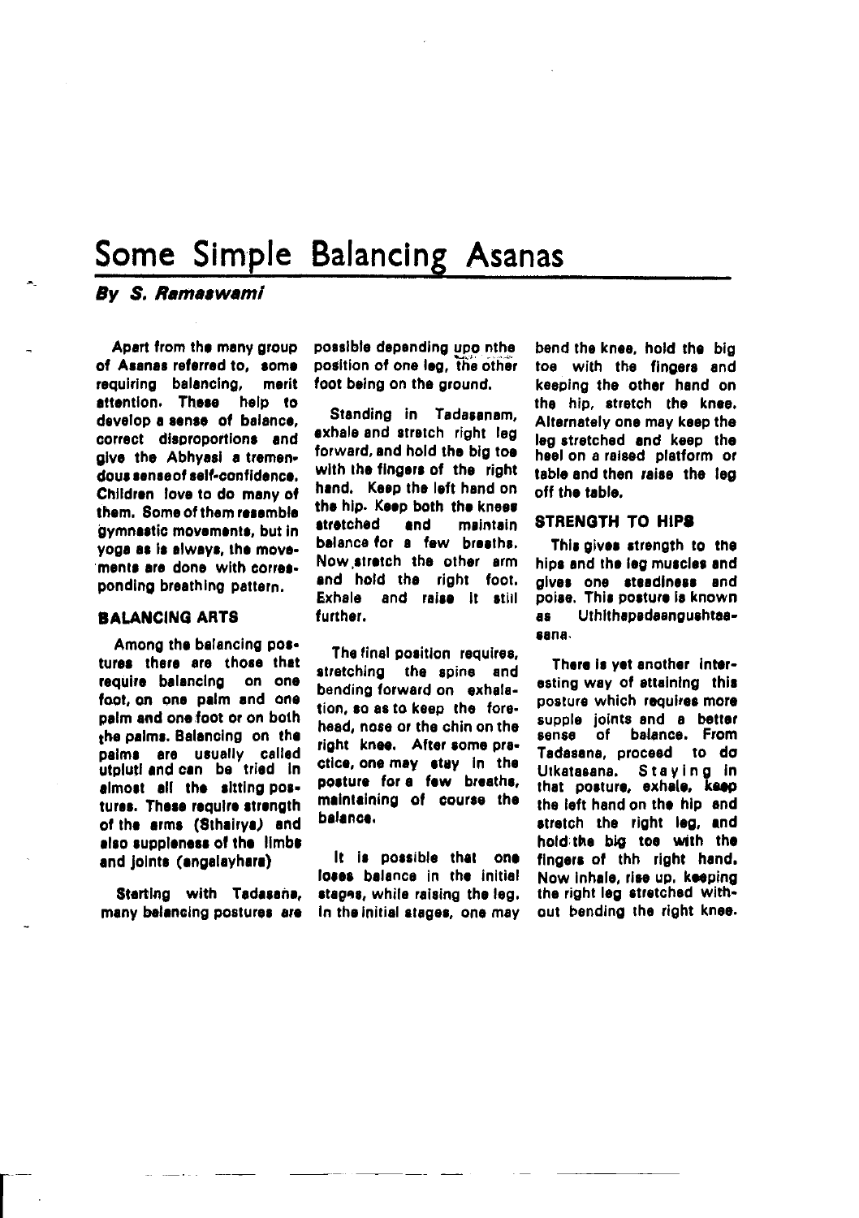# Some Simple Balancing Asanas

***By S. Ramaswami***

Apart from the many group of Asanas referred to, some requiring balancing, merit attention. These help to develop a sense of balance, correct disproportions and give the Abhyasi a tremendous senseof self-confidence. Children love to do many of them. Some of them resemble gymnastic movements, but in yoga as is always, the movements are done with corresponding breathing pattern.

## BALANCING ARTS

Among the balancing postures there are those that require balancing on one foot, on one palm and one palm and one foot or on both the palms. Balancing on the palms are usually called utpluti and can be tried in almost all the sitting postures. These require strength of the arms (Sthairya) and also suppleness of the limbs and joints (angalayhara)

Starting with Tadasana, many balancing postures are possible depending upo nthe position of one leg, the other foot being on the ground.

Standing in Tadasanam, exhale and stretch right leg forward, and hold the big toe with the fingers of the right hand. Keep the left hand on the hip. Keep both the knees stretched and maintain balance for a few breaths. Now stretch the other arm and hold the right foot. Exhale and raise it still further.

The final position requires, stretching the spine and bending forward on exhalation, so as to keep the forehead, nose or the chin on the right knee. After some practice, one may stay in the posture for a few breaths, maintaining of course the balance.

It is possible that one loses balance in the initial stages, while raising the leg. In the initial stages, one may bend the knee, hold the big toe with the fingers and keeping the other hand on the hip, stretch the knee. Alternately one may keep the leg stretched and keep the heel on a raised platform or table and then raise the leg off the table.

## STRENGTH TO HIPS

This gives strength to the hips and the leg muscles and gives one steadiness and poise. This posture is known as Uthithapadaangushtaasana.

There is yet another interesting way of attaining this posture which requires more supple joints and a better sense of balance. From Tadasana, proceed to do Utkatasana. Staying in that posture, exhale, keep the left hand on the hip and stretch the right leg, and hold the big toe with the fingers of thh right hand. Now inhale, rise up, keeping the right leg stretched without bending the right knee.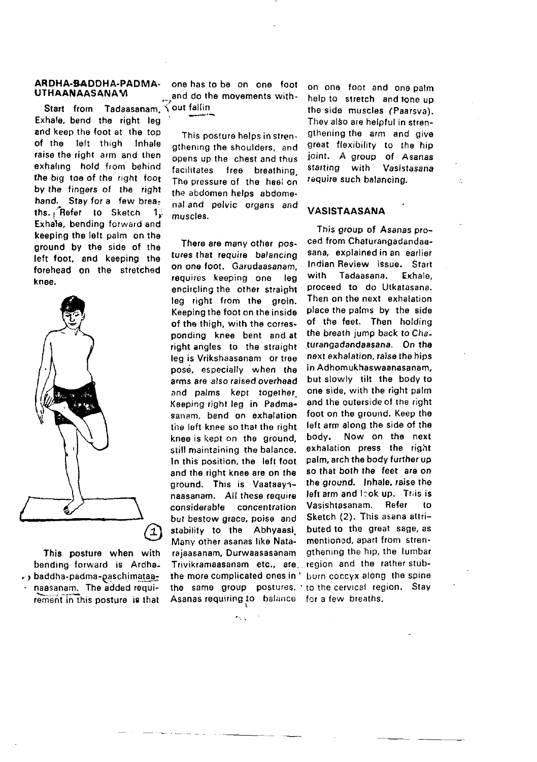### ARDHA-BADDHA-PADMA-UTHAANAASANAM

Start from Tadaasanam. Exhale, bend the right leg and keep the foot at the top of the left thigh. Inhale raise the right arm and then exhaling hold from behind the big toe of the right foot by the fingers of the right hand. Stay for a few breaths. Refer to Sketch 1. Exhale, bending forward and keeping the left palm on the ground by the side of the left foot, and keeping the forehead on the stretched knee.

(1)

This posture when with bending forward is Ardha-baddha-padma-paschimataanaasanam. The added requirement in this posture is that one has to be on one foot and do the movements without fallin

This posture helps in strengthening the shoulders, and opens up the chest and thus facilitates free breathing. The pressure of the heel on the abdomen helps abdomenal and pelvic organs and muscles.

There are many other postures that require balancing on one foot. Garudaasanam, requires keeping one leg encircling the other straight leg right from the groin. Keeping the foot on the inside of the thigh, with the corresponding knee bent and at right angles to the straight leg is Vrikshaasanam or tree pose, especially when the arms are also raised overhead and palms kept together. Keeping right leg in Padmasanam, bend on exhalation the left knee so that the right knee is kept on the ground, still maintaining the balance. In this position, the left foot and the right knee are on the ground. This is Vaataaynaasanam. All these require considerable concentration but bestow grace, poise and stability to the Abhyaasi. Many other asanas like Natarajaasanam, Durwaasasanam Trivikramaasanam etc., are the more complicated ones in the same group postures. Asanas requiring to balance on one foot and one palm help to stretch and tone up the side muscles (Paarsva). They also are helpful in strengthening the arm and give great flexibility to the hip joint. A group of Asanas starting with Vasistasana require such balancing.

### VASISTAASANA

This group of Asanas proced from Chaturangadandaasana, explained in an earlier Indian Review issue. Start with Tadaasana. Exhale, proceed to do Utkatasana. Then on the next exhalation place the palms by the side of the feet. Then holding the breath jump back to *Chaturangadandaasana*. On the next exhalation, raise the hips in Adhomukhaswaanasanam, but slowly tilt the body to one side, with the right palm and the outerside of the right foot on the ground. Keep the left arm along the side of the body. Now on the next exhalation press the right palm, arch the body further up so that both the feet are on the ground. Inhale, raise the left arm and look up. This is Vasishtasanam. Refer to Sketch (2). This asana attributed to the great sage, as mentioned, apart from strengthening the hip, the lumbar region and the rather stubborn coccyx along the spine to the cervical region. Stay for a few breaths.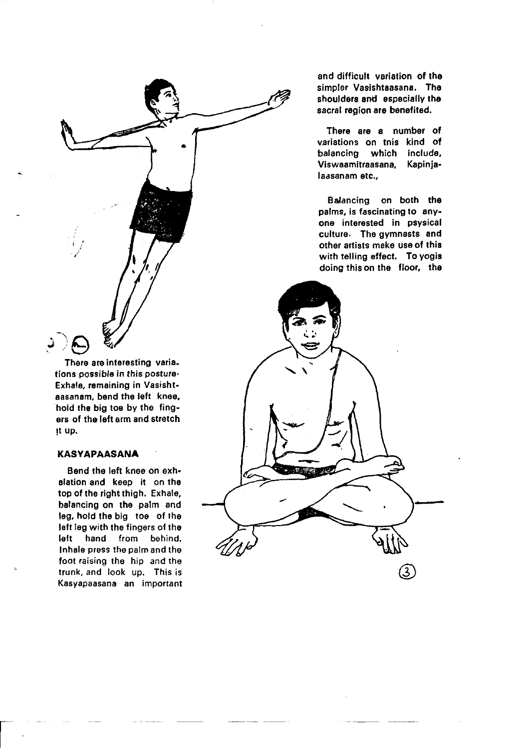There are interesting variations possible in this posture. Exhale, remaining in Vasishtaasanam, bend the left knee, hold the big toe by the fingers of the left arm and stretch it up.

### KASYAPAASANA

Bend the left knee on exhalation and keep it on the top of the right thigh. Exhale, balancing on the palm and leg, hold the big toe of the left leg with the fingers of the left hand from behind. Inhale press the palm and the foot raising the hip and the trunk, and look up. This is Kasyapaasana an important and difficult variation of the simpler Vasishtaasana. The shoulders and especially the sacral region are benefited.

There are a number of variations on tnis kind of balancing which include, Viswaamitraasana, Kapinjalaasanam etc.,

Balancing on both the palms, is fascinating to anyone interested in psysical culture. The gymnasts and other artists make use of this with telling effect. To yogis doing this on the floor, the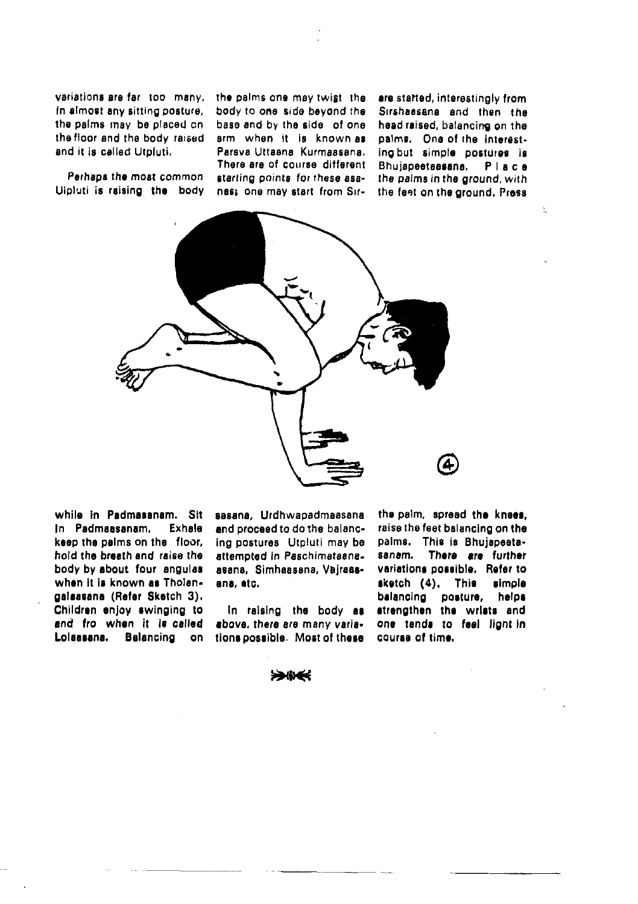variations are far too many. In almost any sitting posture, the palms may be placed on the floor and the body raised and it is called Utpluti.

Perhaps the most common Utpluti is raising the body while in Padmasanam. Sit in Padmaasanam. Exhale keep the palms on the floor, hold the breath and raise the body by about four angulas when it is known as Tholangalaasana (Refer Sketch 3). Children enjoy swinging to and fro when it is called Lolaasana. Balancing on the palms one may twist the body to one side beyond the base and by the side of one arm when it is known as Parsva Uttaana Kurmaasana. There are of course different starting points for these asanas; one may start from Sirsaasana, Urdhwapadmaasana and proceed to do the balancing postures Utpluti may be attempted in Paschimataanaasana, Simhaasana, Vajraasana, etc.

In raising the body as above, there are many variations possible. Most of these are started, interestingly from Sirshaasana and then the head raised, balancing on the palms. One of the interesting but simple postures is Bhujapeetaasana. Place the palms in the ground, with the feet on the ground. Press the palm, spread the knees, raise the feet balancing on the palms. This is Bhujapeetasanam. There are further variations possible. Refer to sketch (4). This simple balancing posture, helps strengthen the wrists and one tends to feel light in course of time.

(4)